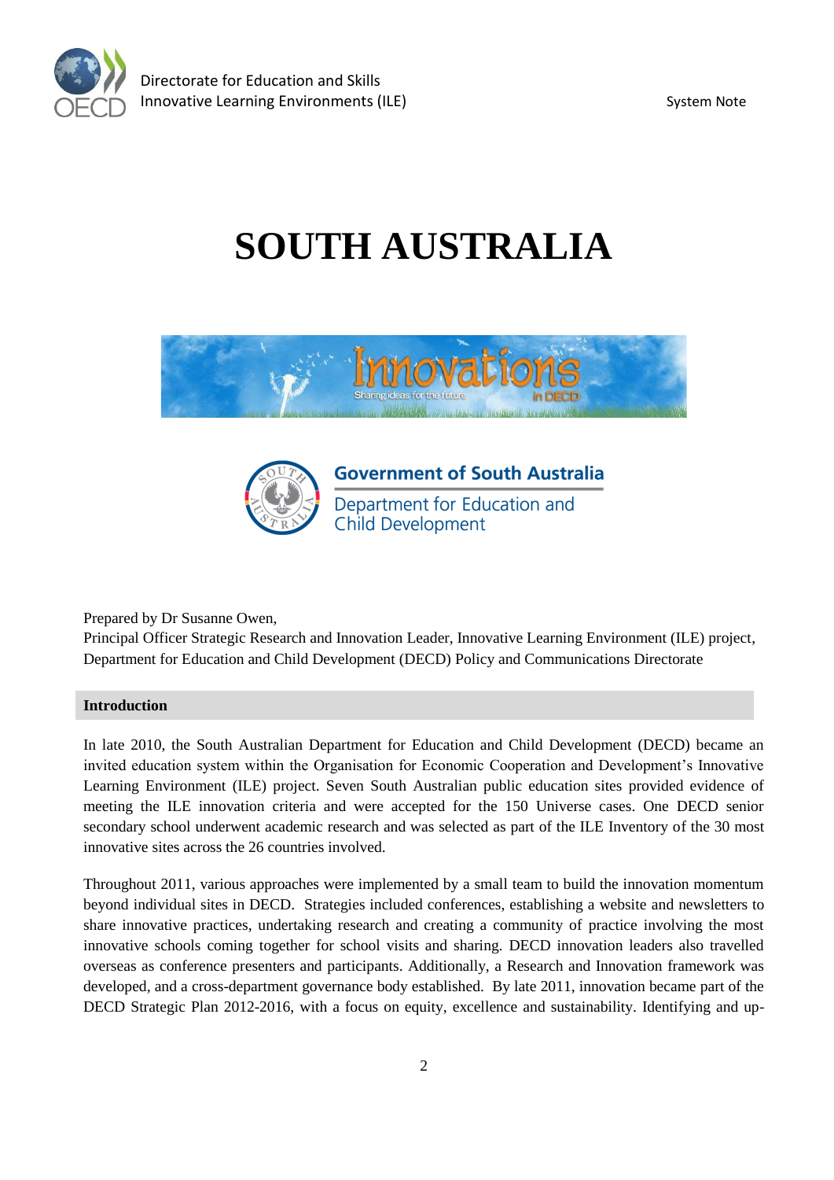Directorate for Education and Skills
Innovative Learning Environments (ILE)

System Note

# SOUTH AUSTRALIA

Government of South Australia
Department for Education and Child Development

Prepared by Dr Susanne Owen,
Principal Officer Strategic Research and Innovation Leader, Innovative Learning Environment (ILE) project, Department for Education and Child Development (DECD) Policy and Communications Directorate

## Introduction

In late 2010, the South Australian Department for Education and Child Development (DECD) became an invited education system within the Organisation for Economic Cooperation and Development's Innovative Learning Environment (ILE) project. Seven South Australian public education sites provided evidence of meeting the ILE innovation criteria and were accepted for the 150 Universe cases. One DECD senior secondary school underwent academic research and was selected as part of the ILE Inventory of the 30 most innovative sites across the 26 countries involved.

Throughout 2011, various approaches were implemented by a small team to build the innovation momentum beyond individual sites in DECD. Strategies included conferences, establishing a website and newsletters to share innovative practices, undertaking research and creating a community of practice involving the most innovative schools coming together for school visits and sharing. DECD innovation leaders also travelled overseas as conference presenters and participants. Additionally, a Research and Innovation framework was developed, and a cross-department governance body established. By late 2011, innovation became part of the DECD Strategic Plan 2012-2016, with a focus on equity, excellence and sustainability. Identifying and up-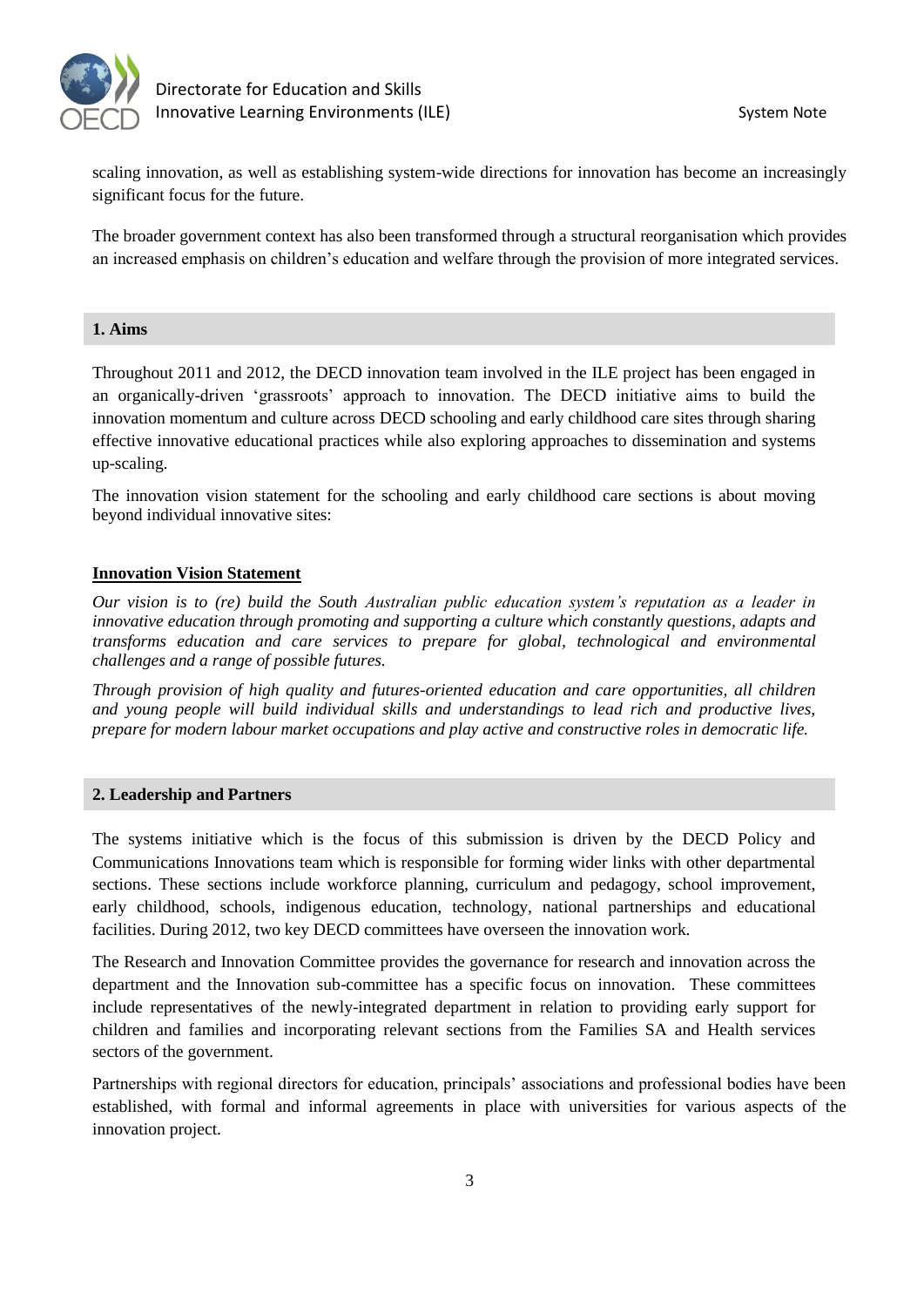scaling innovation, as well as establishing system-wide directions for innovation has become an increasingly significant focus for the future.

The broader government context has also been transformed through a structural reorganisation which provides an increased emphasis on children's education and welfare through the provision of more integrated services.

## 1. Aims

Throughout 2011 and 2012, the DECD innovation team involved in the ILE project has been engaged in an organically-driven 'grassroots' approach to innovation. The DECD initiative aims to build the innovation momentum and culture across DECD schooling and early childhood care sites through sharing effective innovative educational practices while also exploring approaches to dissemination and systems up-scaling.

The innovation vision statement for the schooling and early childhood care sections is about moving beyond individual innovative sites:

**Innovation Vision Statement**

*Our vision is to (re) build the South Australian public education system's reputation as a leader in innovative education through promoting and supporting a culture which constantly questions, adapts and transforms education and care services to prepare for global, technological and environmental challenges and a range of possible futures.*

*Through provision of high quality and futures-oriented education and care opportunities, all children and young people will build individual skills and understandings to lead rich and productive lives, prepare for modern labour market occupations and play active and constructive roles in democratic life.*

## 2. Leadership and Partners

The systems initiative which is the focus of this submission is driven by the DECD Policy and Communications Innovations team which is responsible for forming wider links with other departmental sections. These sections include workforce planning, curriculum and pedagogy, school improvement, early childhood, schools, indigenous education, technology, national partnerships and educational facilities. During 2012, two key DECD committees have overseen the innovation work.

The Research and Innovation Committee provides the governance for research and innovation across the department and the Innovation sub-committee has a specific focus on innovation. These committees include representatives of the newly-integrated department in relation to providing early support for children and families and incorporating relevant sections from the Families SA and Health services sectors of the government.

Partnerships with regional directors for education, principals' associations and professional bodies have been established, with formal and informal agreements in place with universities for various aspects of the innovation project.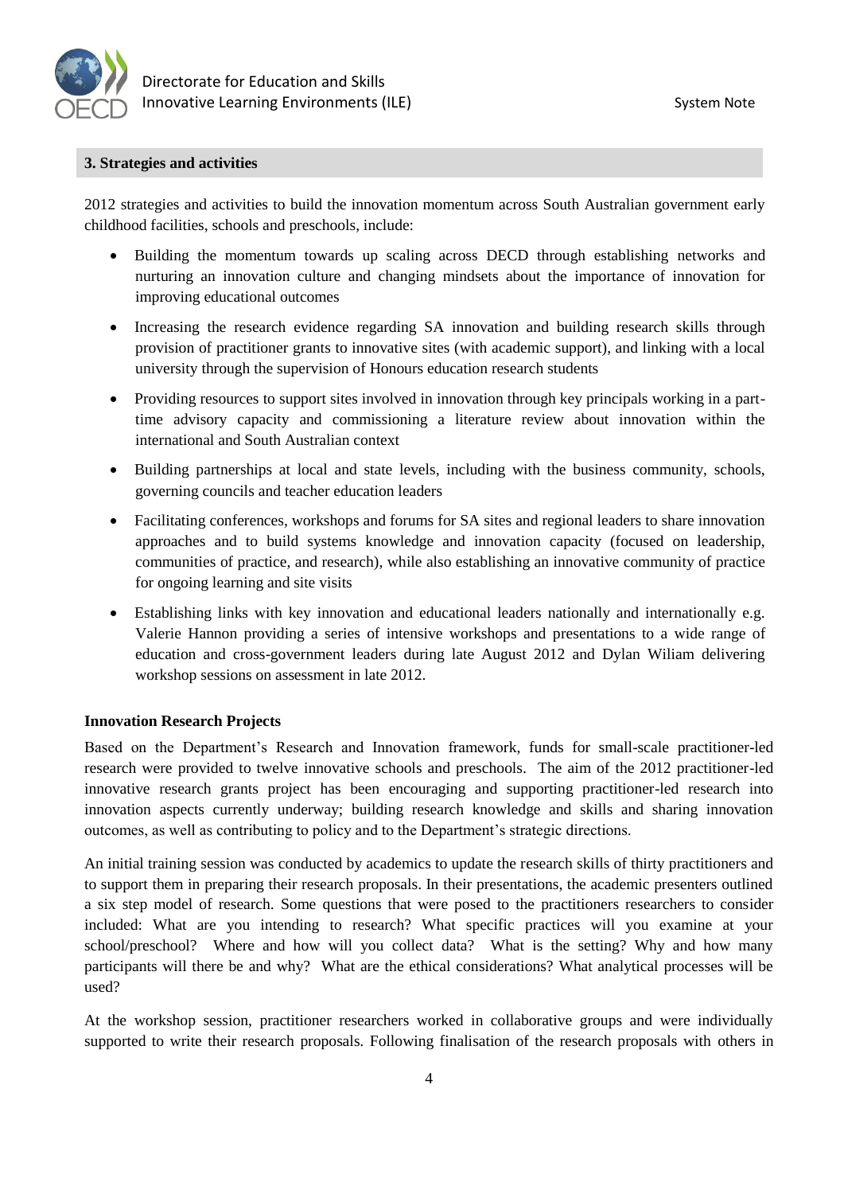## 3. Strategies and activities

2012 strategies and activities to build the innovation momentum across South Australian government early childhood facilities, schools and preschools, include:

- Building the momentum towards up scaling across DECD through establishing networks and nurturing an innovation culture and changing mindsets about the importance of innovation for improving educational outcomes
- Increasing the research evidence regarding SA innovation and building research skills through provision of practitioner grants to innovative sites (with academic support), and linking with a local university through the supervision of Honours education research students
- Providing resources to support sites involved in innovation through key principals working in a part-time advisory capacity and commissioning a literature review about innovation within the international and South Australian context
- Building partnerships at local and state levels, including with the business community, schools, governing councils and teacher education leaders
- Facilitating conferences, workshops and forums for SA sites and regional leaders to share innovation approaches and to build systems knowledge and innovation capacity (focused on leadership, communities of practice, and research), while also establishing an innovative community of practice for ongoing learning and site visits
- Establishing links with key innovation and educational leaders nationally and internationally e.g. Valerie Hannon providing a series of intensive workshops and presentations to a wide range of education and cross-government leaders during late August 2012 and Dylan Wiliam delivering workshop sessions on assessment in late 2012.

**Innovation Research Projects**

Based on the Department's Research and Innovation framework, funds for small-scale practitioner-led research were provided to twelve innovative schools and preschools. The aim of the 2012 practitioner-led innovative research grants project has been encouraging and supporting practitioner-led research into innovation aspects currently underway; building research knowledge and skills and sharing innovation outcomes, as well as contributing to policy and to the Department's strategic directions.

An initial training session was conducted by academics to update the research skills of thirty practitioners and to support them in preparing their research proposals. In their presentations, the academic presenters outlined a six step model of research. Some questions that were posed to the practitioners researchers to consider included: What are you intending to research? What specific practices will you examine at your school/preschool? Where and how will you collect data? What is the setting? Why and how many participants will there be and why? What are the ethical considerations? What analytical processes will be used?

At the workshop session, practitioner researchers worked in collaborative groups and were individually supported to write their research proposals. Following finalisation of the research proposals with others in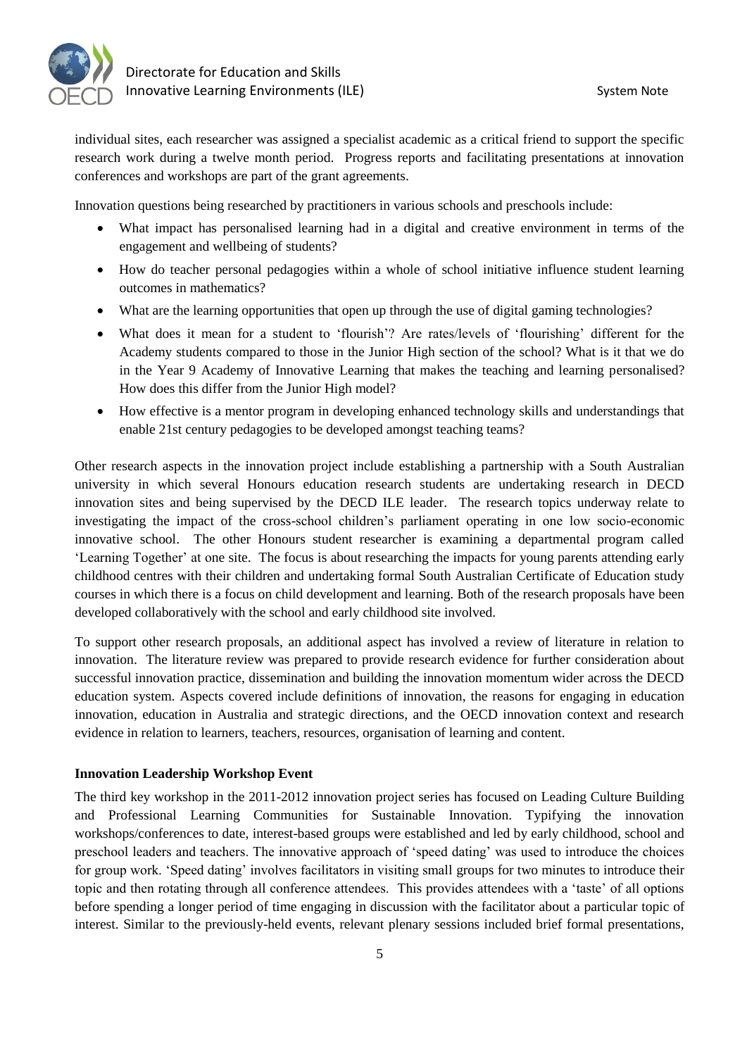individual sites, each researcher was assigned a specialist academic as a critical friend to support the specific research work during a twelve month period. Progress reports and facilitating presentations at innovation conferences and workshops are part of the grant agreements.

Innovation questions being researched by practitioners in various schools and preschools include:

- What impact has personalised learning had in a digital and creative environment in terms of the engagement and wellbeing of students?
- How do teacher personal pedagogies within a whole of school initiative influence student learning outcomes in mathematics?
- What are the learning opportunities that open up through the use of digital gaming technologies?
- What does it mean for a student to 'flourish'? Are rates/levels of 'flourishing' different for the Academy students compared to those in the Junior High section of the school? What is it that we do in the Year 9 Academy of Innovative Learning that makes the teaching and learning personalised? How does this differ from the Junior High model?
- How effective is a mentor program in developing enhanced technology skills and understandings that enable 21st century pedagogies to be developed amongst teaching teams?

Other research aspects in the innovation project include establishing a partnership with a South Australian university in which several Honours education research students are undertaking research in DECD innovation sites and being supervised by the DECD ILE leader. The research topics underway relate to investigating the impact of the cross-school children's parliament operating in one low socio-economic innovative school. The other Honours student researcher is examining a departmental program called 'Learning Together' at one site. The focus is about researching the impacts for young parents attending early childhood centres with their children and undertaking formal South Australian Certificate of Education study courses in which there is a focus on child development and learning. Both of the research proposals have been developed collaboratively with the school and early childhood site involved.

To support other research proposals, an additional aspect has involved a review of literature in relation to innovation. The literature review was prepared to provide research evidence for further consideration about successful innovation practice, dissemination and building the innovation momentum wider across the DECD education system. Aspects covered include definitions of innovation, the reasons for engaging in education innovation, education in Australia and strategic directions, and the OECD innovation context and research evidence in relation to learners, teachers, resources, organisation of learning and content.

**Innovation Leadership Workshop Event**

The third key workshop in the 2011-2012 innovation project series has focused on Leading Culture Building and Professional Learning Communities for Sustainable Innovation. Typifying the innovation workshops/conferences to date, interest-based groups were established and led by early childhood, school and preschool leaders and teachers. The innovative approach of 'speed dating' was used to introduce the choices for group work. 'Speed dating' involves facilitators in visiting small groups for two minutes to introduce their topic and then rotating through all conference attendees. This provides attendees with a 'taste' of all options before spending a longer period of time engaging in discussion with the facilitator about a particular topic of interest. Similar to the previously-held events, relevant plenary sessions included brief formal presentations,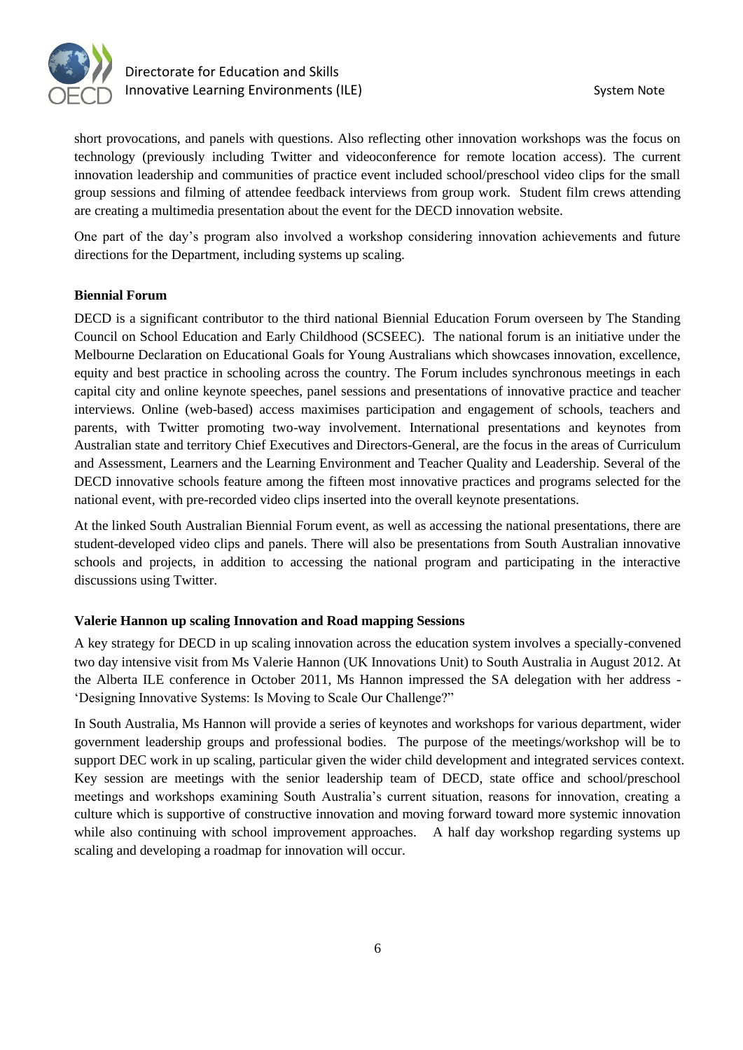short provocations, and panels with questions. Also reflecting other innovation workshops was the focus on technology (previously including Twitter and videoconference for remote location access). The current innovation leadership and communities of practice event included school/preschool video clips for the small group sessions and filming of attendee feedback interviews from group work. Student film crews attending are creating a multimedia presentation about the event for the DECD innovation website.

One part of the day's program also involved a workshop considering innovation achievements and future directions for the Department, including systems up scaling.

**Biennial Forum**

DECD is a significant contributor to the third national Biennial Education Forum overseen by The Standing Council on School Education and Early Childhood (SCSEEC). The national forum is an initiative under the Melbourne Declaration on Educational Goals for Young Australians which showcases innovation, excellence, equity and best practice in schooling across the country. The Forum includes synchronous meetings in each capital city and online keynote speeches, panel sessions and presentations of innovative practice and teacher interviews. Online (web-based) access maximises participation and engagement of schools, teachers and parents, with Twitter promoting two-way involvement. International presentations and keynotes from Australian state and territory Chief Executives and Directors-General, are the focus in the areas of Curriculum and Assessment, Learners and the Learning Environment and Teacher Quality and Leadership. Several of the DECD innovative schools feature among the fifteen most innovative practices and programs selected for the national event, with pre-recorded video clips inserted into the overall keynote presentations.

At the linked South Australian Biennial Forum event, as well as accessing the national presentations, there are student-developed video clips and panels. There will also be presentations from South Australian innovative schools and projects, in addition to accessing the national program and participating in the interactive discussions using Twitter.

**Valerie Hannon up scaling Innovation and Road mapping Sessions**

A key strategy for DECD in up scaling innovation across the education system involves a specially-convened two day intensive visit from Ms Valerie Hannon (UK Innovations Unit) to South Australia in August 2012. At the Alberta ILE conference in October 2011, Ms Hannon impressed the SA delegation with her address - 'Designing Innovative Systems: Is Moving to Scale Our Challenge?"

In South Australia, Ms Hannon will provide a series of keynotes and workshops for various department, wider government leadership groups and professional bodies. The purpose of the meetings/workshop will be to support DEC work in up scaling, particular given the wider child development and integrated services context. Key session are meetings with the senior leadership team of DECD, state office and school/preschool meetings and workshops examining South Australia's current situation, reasons for innovation, creating a culture which is supportive of constructive innovation and moving forward toward more systemic innovation while also continuing with school improvement approaches. A half day workshop regarding systems up scaling and developing a roadmap for innovation will occur.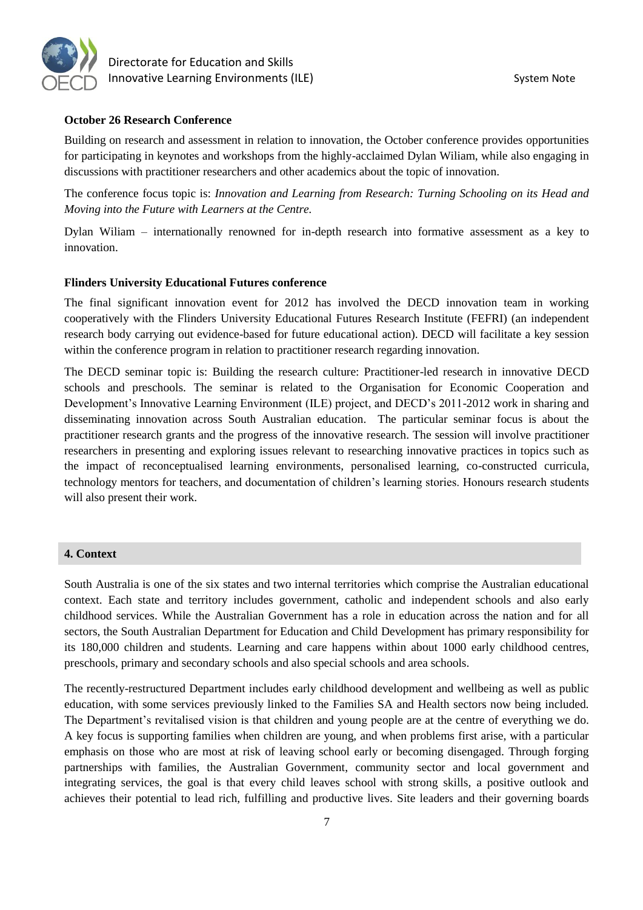**October 26 Research Conference**

Building on research and assessment in relation to innovation, the October conference provides opportunities for participating in keynotes and workshops from the highly-acclaimed Dylan Wiliam, while also engaging in discussions with practitioner researchers and other academics about the topic of innovation.

The conference focus topic is: *Innovation and Learning from Research: Turning Schooling on its Head and Moving into the Future with Learners at the Centre.*

Dylan Wiliam – internationally renowned for in-depth research into formative assessment as a key to innovation.

**Flinders University Educational Futures conference**

The final significant innovation event for 2012 has involved the DECD innovation team in working cooperatively with the Flinders University Educational Futures Research Institute (FEFRI) (an independent research body carrying out evidence-based for future educational action). DECD will facilitate a key session within the conference program in relation to practitioner research regarding innovation.

The DECD seminar topic is: Building the research culture: Practitioner-led research in innovative DECD schools and preschools. The seminar is related to the Organisation for Economic Cooperation and Development's Innovative Learning Environment (ILE) project, and DECD's 2011-2012 work in sharing and disseminating innovation across South Australian education. The particular seminar focus is about the practitioner research grants and the progress of the innovative research. The session will involve practitioner researchers in presenting and exploring issues relevant to researching innovative practices in topics such as the impact of reconceptualised learning environments, personalised learning, co-constructed curricula, technology mentors for teachers, and documentation of children's learning stories. Honours research students will also present their work.

## 4. Context

South Australia is one of the six states and two internal territories which comprise the Australian educational context. Each state and territory includes government, catholic and independent schools and also early childhood services. While the Australian Government has a role in education across the nation and for all sectors, the South Australian Department for Education and Child Development has primary responsibility for its 180,000 children and students. Learning and care happens within about 1000 early childhood centres, preschools, primary and secondary schools and also special schools and area schools.

The recently-restructured Department includes early childhood development and wellbeing as well as public education, with some services previously linked to the Families SA and Health sectors now being included. The Department's revitalised vision is that children and young people are at the centre of everything we do. A key focus is supporting families when children are young, and when problems first arise, with a particular emphasis on those who are most at risk of leaving school early or becoming disengaged. Through forging partnerships with families, the Australian Government, community sector and local government and integrating services, the goal is that every child leaves school with strong skills, a positive outlook and achieves their potential to lead rich, fulfilling and productive lives. Site leaders and their governing boards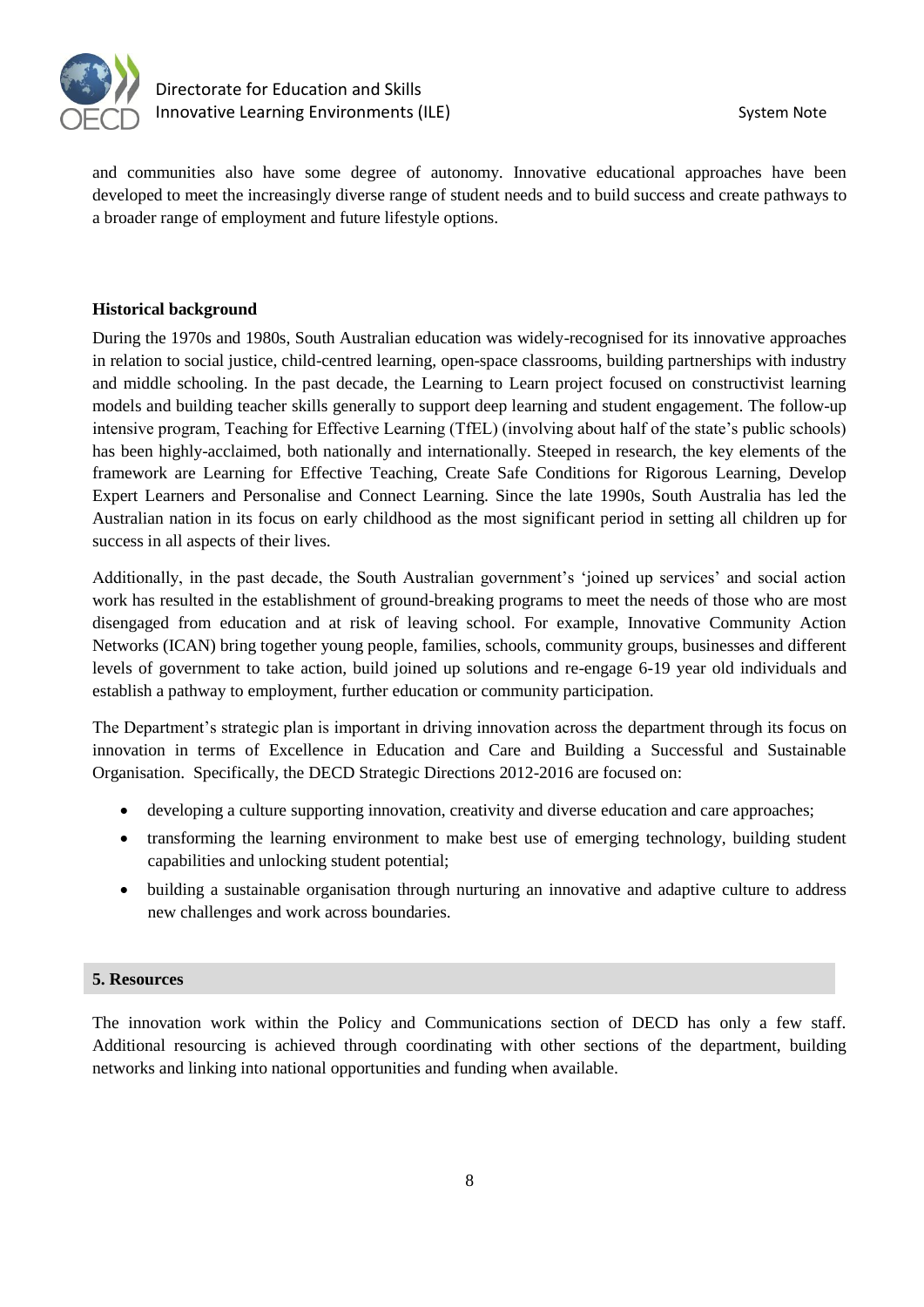and communities also have some degree of autonomy. Innovative educational approaches have been developed to meet the increasingly diverse range of student needs and to build success and create pathways to a broader range of employment and future lifestyle options.

**Historical background**

During the 1970s and 1980s, South Australian education was widely-recognised for its innovative approaches in relation to social justice, child-centred learning, open-space classrooms, building partnerships with industry and middle schooling. In the past decade, the Learning to Learn project focused on constructivist learning models and building teacher skills generally to support deep learning and student engagement. The follow-up intensive program, Teaching for Effective Learning (TfEL) (involving about half of the state's public schools) has been highly-acclaimed, both nationally and internationally. Steeped in research, the key elements of the framework are Learning for Effective Teaching, Create Safe Conditions for Rigorous Learning, Develop Expert Learners and Personalise and Connect Learning. Since the late 1990s, South Australia has led the Australian nation in its focus on early childhood as the most significant period in setting all children up for success in all aspects of their lives.

Additionally, in the past decade, the South Australian government's 'joined up services' and social action work has resulted in the establishment of ground-breaking programs to meet the needs of those who are most disengaged from education and at risk of leaving school. For example, Innovative Community Action Networks (ICAN) bring together young people, families, schools, community groups, businesses and different levels of government to take action, build joined up solutions and re-engage 6-19 year old individuals and establish a pathway to employment, further education or community participation.

The Department's strategic plan is important in driving innovation across the department through its focus on innovation in terms of Excellence in Education and Care and Building a Successful and Sustainable Organisation. Specifically, the DECD Strategic Directions 2012-2016 are focused on:

- developing a culture supporting innovation, creativity and diverse education and care approaches;
- transforming the learning environment to make best use of emerging technology, building student capabilities and unlocking student potential;
- building a sustainable organisation through nurturing an innovative and adaptive culture to address new challenges and work across boundaries.

## 5. Resources

The innovation work within the Policy and Communications section of DECD has only a few staff. Additional resourcing is achieved through coordinating with other sections of the department, building networks and linking into national opportunities and funding when available.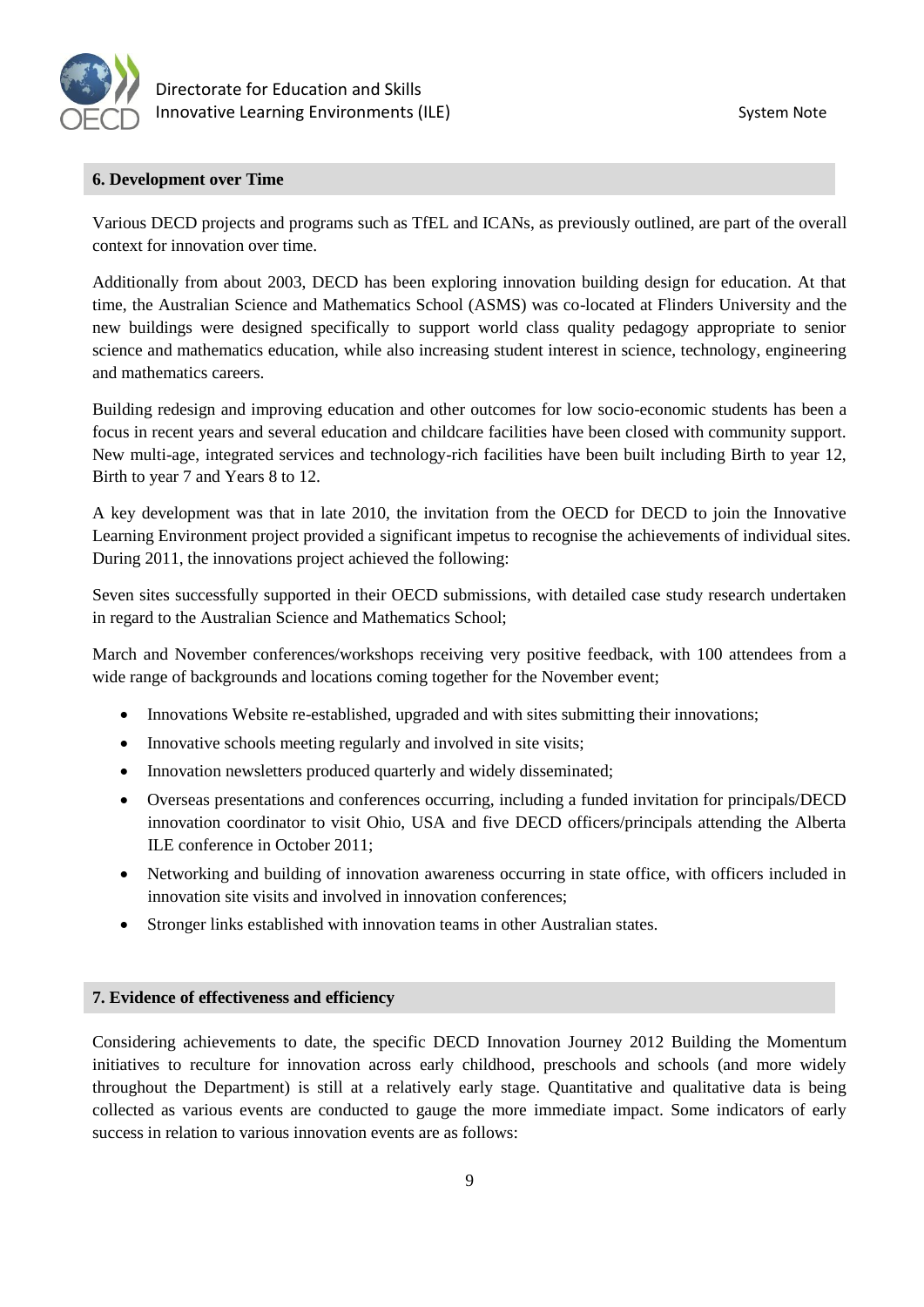## 6. Development over Time

Various DECD projects and programs such as TfEL and ICANs, as previously outlined, are part of the overall context for innovation over time.

Additionally from about 2003, DECD has been exploring innovation building design for education. At that time, the Australian Science and Mathematics School (ASMS) was co-located at Flinders University and the new buildings were designed specifically to support world class quality pedagogy appropriate to senior science and mathematics education, while also increasing student interest in science, technology, engineering and mathematics careers.

Building redesign and improving education and other outcomes for low socio-economic students has been a focus in recent years and several education and childcare facilities have been closed with community support. New multi-age, integrated services and technology-rich facilities have been built including Birth to year 12, Birth to year 7 and Years 8 to 12.

A key development was that in late 2010, the invitation from the OECD for DECD to join the Innovative Learning Environment project provided a significant impetus to recognise the achievements of individual sites. During 2011, the innovations project achieved the following:

Seven sites successfully supported in their OECD submissions, with detailed case study research undertaken in regard to the Australian Science and Mathematics School;

March and November conferences/workshops receiving very positive feedback, with 100 attendees from a wide range of backgrounds and locations coming together for the November event;

- Innovations Website re-established, upgraded and with sites submitting their innovations;
- Innovative schools meeting regularly and involved in site visits;
- Innovation newsletters produced quarterly and widely disseminated;
- Overseas presentations and conferences occurring, including a funded invitation for principals/DECD innovation coordinator to visit Ohio, USA and five DECD officers/principals attending the Alberta ILE conference in October 2011;
- Networking and building of innovation awareness occurring in state office, with officers included in innovation site visits and involved in innovation conferences;
- Stronger links established with innovation teams in other Australian states.

## 7. Evidence of effectiveness and efficiency

Considering achievements to date, the specific DECD Innovation Journey 2012 Building the Momentum initiatives to reculture for innovation across early childhood, preschools and schools (and more widely throughout the Department) is still at a relatively early stage. Quantitative and qualitative data is being collected as various events are conducted to gauge the more immediate impact. Some indicators of early success in relation to various innovation events are as follows: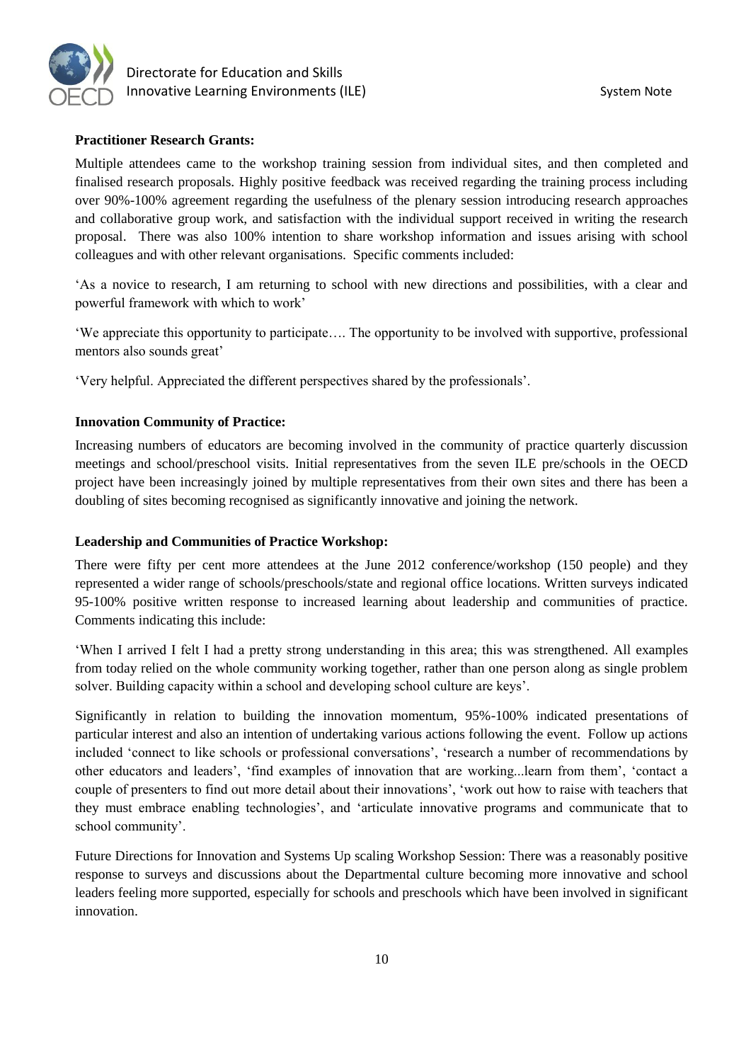**Practitioner Research Grants:**

Multiple attendees came to the workshop training session from individual sites, and then completed and finalised research proposals. Highly positive feedback was received regarding the training process including over 90%-100% agreement regarding the usefulness of the plenary session introducing research approaches and collaborative group work, and satisfaction with the individual support received in writing the research proposal. There was also 100% intention to share workshop information and issues arising with school colleagues and with other relevant organisations. Specific comments included:

'As a novice to research, I am returning to school with new directions and possibilities, with a clear and powerful framework with which to work'

'We appreciate this opportunity to participate…. The opportunity to be involved with supportive, professional mentors also sounds great'

'Very helpful. Appreciated the different perspectives shared by the professionals'.

**Innovation Community of Practice:**

Increasing numbers of educators are becoming involved in the community of practice quarterly discussion meetings and school/preschool visits. Initial representatives from the seven ILE pre/schools in the OECD project have been increasingly joined by multiple representatives from their own sites and there has been a doubling of sites becoming recognised as significantly innovative and joining the network.

**Leadership and Communities of Practice Workshop:**

There were fifty per cent more attendees at the June 2012 conference/workshop (150 people) and they represented a wider range of schools/preschools/state and regional office locations. Written surveys indicated 95-100% positive written response to increased learning about leadership and communities of practice. Comments indicating this include:

'When I arrived I felt I had a pretty strong understanding in this area; this was strengthened. All examples from today relied on the whole community working together, rather than one person along as single problem solver. Building capacity within a school and developing school culture are keys'.

Significantly in relation to building the innovation momentum, 95%-100% indicated presentations of particular interest and also an intention of undertaking various actions following the event. Follow up actions included 'connect to like schools or professional conversations', 'research a number of recommendations by other educators and leaders', 'find examples of innovation that are working...learn from them', 'contact a couple of presenters to find out more detail about their innovations', 'work out how to raise with teachers that they must embrace enabling technologies', and 'articulate innovative programs and communicate that to school community'.

Future Directions for Innovation and Systems Up scaling Workshop Session: There was a reasonably positive response to surveys and discussions about the Departmental culture becoming more innovative and school leaders feeling more supported, especially for schools and preschools which have been involved in significant innovation.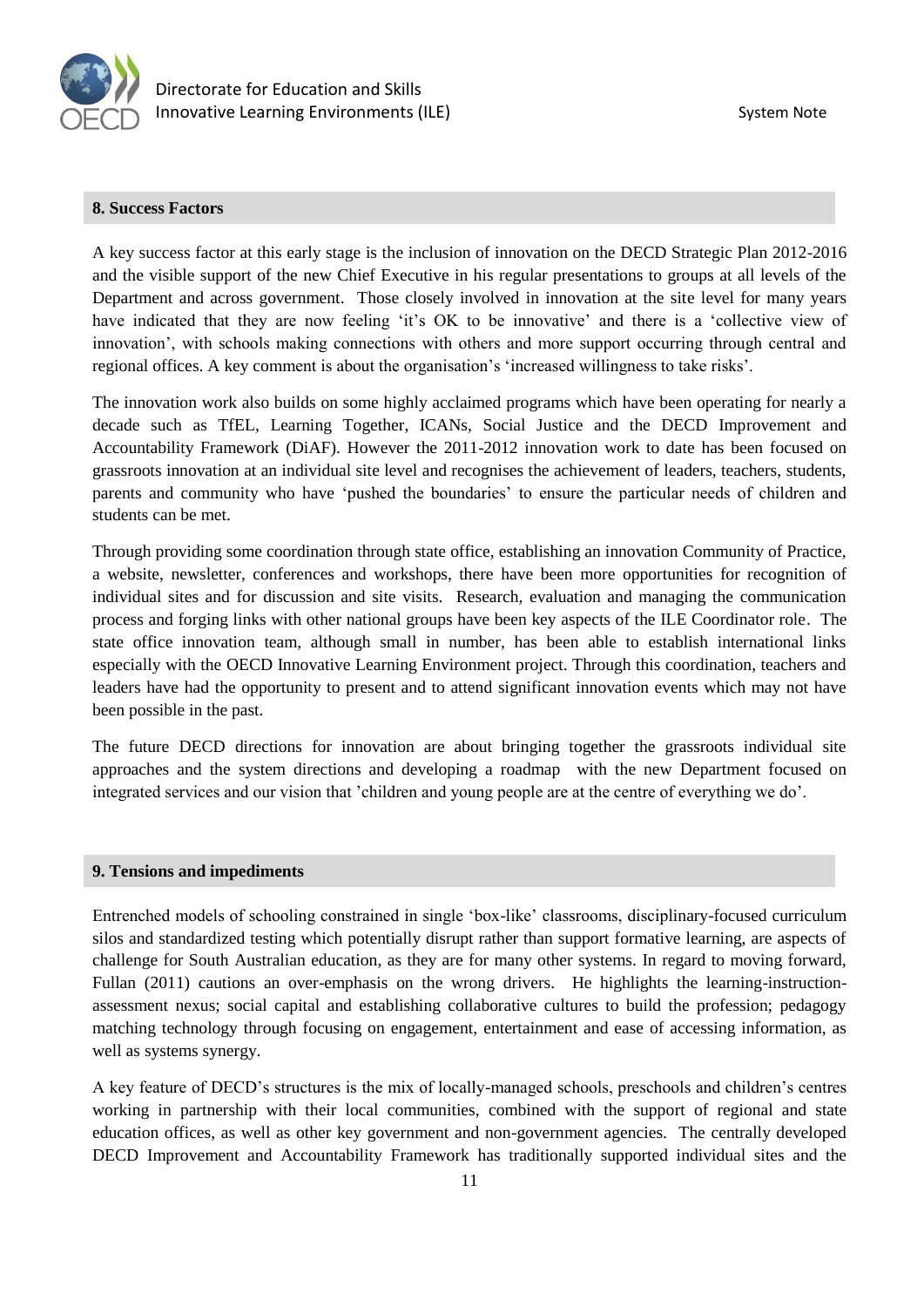## 8. Success Factors

A key success factor at this early stage is the inclusion of innovation on the DECD Strategic Plan 2012-2016 and the visible support of the new Chief Executive in his regular presentations to groups at all levels of the Department and across government. Those closely involved in innovation at the site level for many years have indicated that they are now feeling 'it's OK to be innovative' and there is a 'collective view of innovation', with schools making connections with others and more support occurring through central and regional offices. A key comment is about the organisation's 'increased willingness to take risks'.

The innovation work also builds on some highly acclaimed programs which have been operating for nearly a decade such as TfEL, Learning Together, ICANs, Social Justice and the DECD Improvement and Accountability Framework (DiAF). However the 2011-2012 innovation work to date has been focused on grassroots innovation at an individual site level and recognises the achievement of leaders, teachers, students, parents and community who have 'pushed the boundaries' to ensure the particular needs of children and students can be met.

Through providing some coordination through state office, establishing an innovation Community of Practice, a website, newsletter, conferences and workshops, there have been more opportunities for recognition of individual sites and for discussion and site visits. Research, evaluation and managing the communication process and forging links with other national groups have been key aspects of the ILE Coordinator role. The state office innovation team, although small in number, has been able to establish international links especially with the OECD Innovative Learning Environment project. Through this coordination, teachers and leaders have had the opportunity to present and to attend significant innovation events which may not have been possible in the past.

The future DECD directions for innovation are about bringing together the grassroots individual site approaches and the system directions and developing a roadmap with the new Department focused on integrated services and our vision that 'children and young people are at the centre of everything we do'.

## 9. Tensions and impediments

Entrenched models of schooling constrained in single 'box-like' classrooms, disciplinary-focused curriculum silos and standardized testing which potentially disrupt rather than support formative learning, are aspects of challenge for South Australian education, as they are for many other systems. In regard to moving forward, Fullan (2011) cautions an over-emphasis on the wrong drivers. He highlights the learning-instruction-assessment nexus; social capital and establishing collaborative cultures to build the profession; pedagogy matching technology through focusing on engagement, entertainment and ease of accessing information, as well as systems synergy.

A key feature of DECD's structures is the mix of locally-managed schools, preschools and children's centres working in partnership with their local communities, combined with the support of regional and state education offices, as well as other key government and non-government agencies. The centrally developed DECD Improvement and Accountability Framework has traditionally supported individual sites and the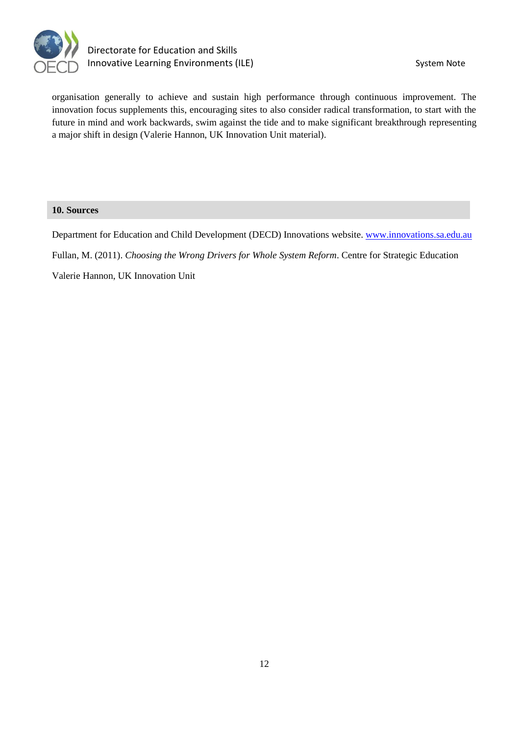organisation generally to achieve and sustain high performance through continuous improvement. The innovation focus supplements this, encouraging sites to also consider radical transformation, to start with the future in mind and work backwards, swim against the tide and to make significant breakthrough representing a major shift in design (Valerie Hannon, UK Innovation Unit material).

## 10. Sources

Department for Education and Child Development (DECD) Innovations website. [www.innovations.sa.edu.au](http://www.innovations.sa.edu.au)

Fullan, M. (2011). *Choosing the Wrong Drivers for Whole System Reform*. Centre for Strategic Education

Valerie Hannon, UK Innovation Unit